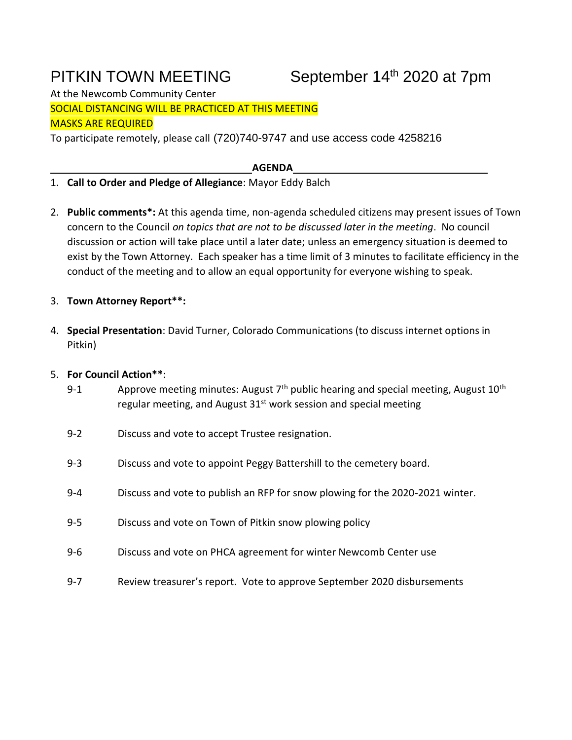# PITKIN TOWN MEETING September 14th 2020 at 7pm

At the Newcomb Community Center

SOCIAL DISTANCING WILL BE PRACTICED AT THIS MEETING

MASKS ARE REQUIRED

To participate remotely, please call (720)740-9747 and use access code 4258216

## AGENDA

1. **Call to Order and Pledge of Allegiance**: Mayor Eddy Balch

2. **Public comments*:** At this agenda time, non-agenda scheduled citizens may present issues of Town concern to the Council *on topics that are not to be discussed later in the meeting*. No council discussion or action will take place until a later date; unless an emergency situation is deemed to exist by the Town Attorney. Each speaker has a time limit of 3 minutes to facilitate efficiency in the conduct of the meeting and to allow an equal opportunity for everyone wishing to speak.

3. **Town Attorney Report**:**

4. **Special Presentation**: David Turner, Colorado Communications (to discuss internet options in Pitkin)

5. **For Council Action****:

   9-1 Approve meeting minutes: August 7th public hearing and special meeting, August 10th regular meeting, and August 31st work session and special meeting

   9-2 Discuss and vote to accept Trustee resignation.

   9-3 Discuss and vote to appoint Peggy Battershill to the cemetery board.

   9-4 Discuss and vote to publish an RFP for snow plowing for the 2020-2021 winter.

   9-5 Discuss and vote on Town of Pitkin snow plowing policy

   9-6 Discuss and vote on PHCA agreement for winter Newcomb Center use

   9-7 Review treasurer's report. Vote to approve September 2020 disbursements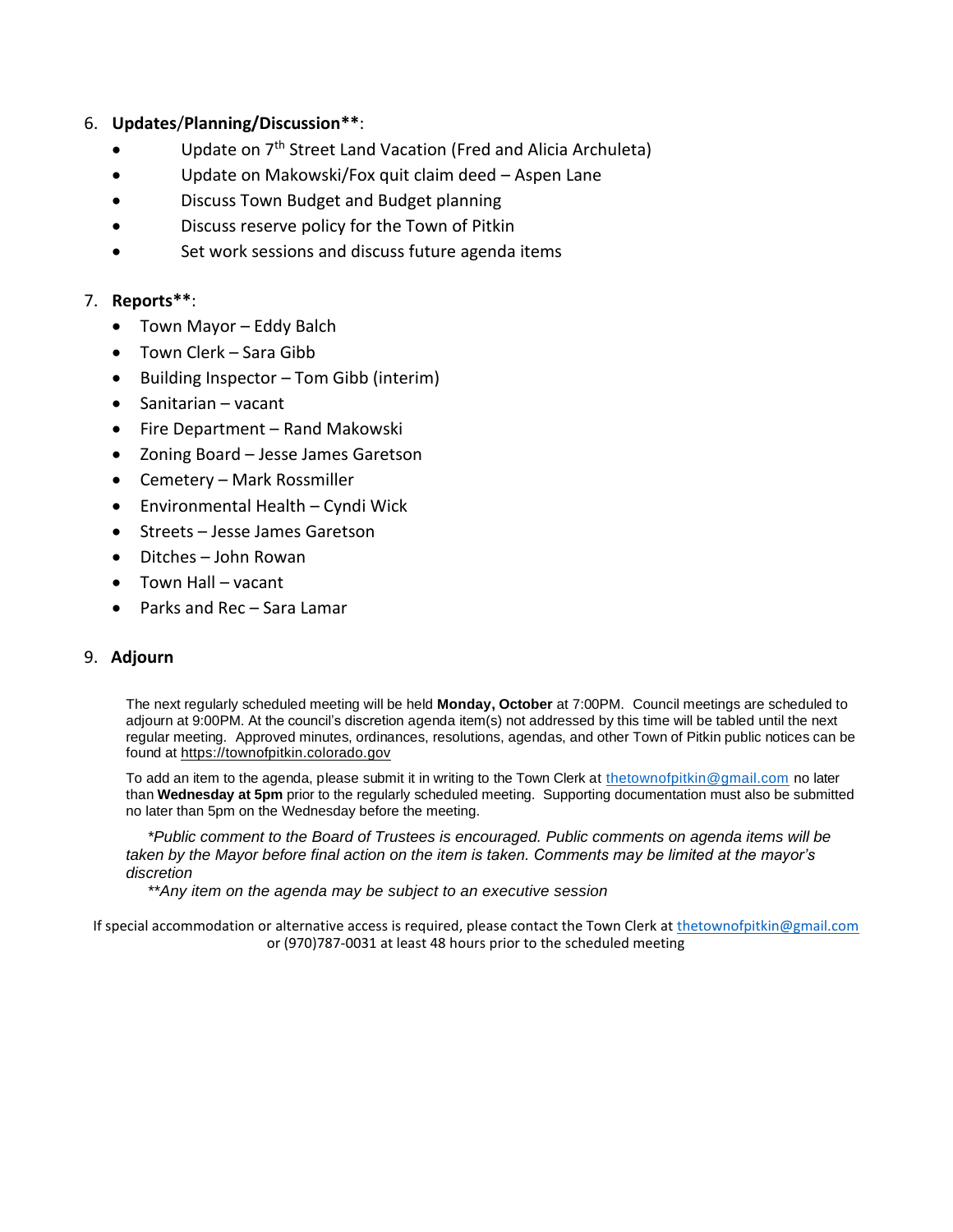6. **Updates/Planning/Discussion****:
   - Update on 7th Street Land Vacation (Fred and Alicia Archuleta)
   - Update on Makowski/Fox quit claim deed – Aspen Lane
   - Discuss Town Budget and Budget planning
   - Discuss reserve policy for the Town of Pitkin
   - Set work sessions and discuss future agenda items

7. **Reports****:
   - Town Mayor – Eddy Balch
   - Town Clerk – Sara Gibb
   - Building Inspector – Tom Gibb (interim)
   - Sanitarian – vacant
   - Fire Department – Rand Makowski
   - Zoning Board – Jesse James Garetson
   - Cemetery – Mark Rossmiller
   - Environmental Health – Cyndi Wick
   - Streets – Jesse James Garetson
   - Ditches – John Rowan
   - Town Hall – vacant
   - Parks and Rec – Sara Lamar

9. **Adjourn**

The next regularly scheduled meeting will be held **Monday, October** at 7:00PM. Council meetings are scheduled to adjourn at 9:00PM. At the council's discretion agenda item(s) not addressed by this time will be tabled until the next regular meeting. Approved minutes, ordinances, resolutions, agendas, and other Town of Pitkin public notices can be found at https://townofpitkin.colorado.gov

To add an item to the agenda, please submit it in writing to the Town Clerk at thetownofpitkin@gmail.com no later than **Wednesday at 5pm** prior to the regularly scheduled meeting. Supporting documentation must also be submitted no later than 5pm on the Wednesday before the meeting.

*\*Public comment to the Board of Trustees is encouraged. Public comments on agenda items will be taken by the Mayor before final action on the item is taken. Comments may be limited at the mayor's discretion*

*\*\*Any item on the agenda may be subject to an executive session*

If special accommodation or alternative access is required, please contact the Town Clerk at thetownofpitkin@gmail.com or (970)787-0031 at least 48 hours prior to the scheduled meeting